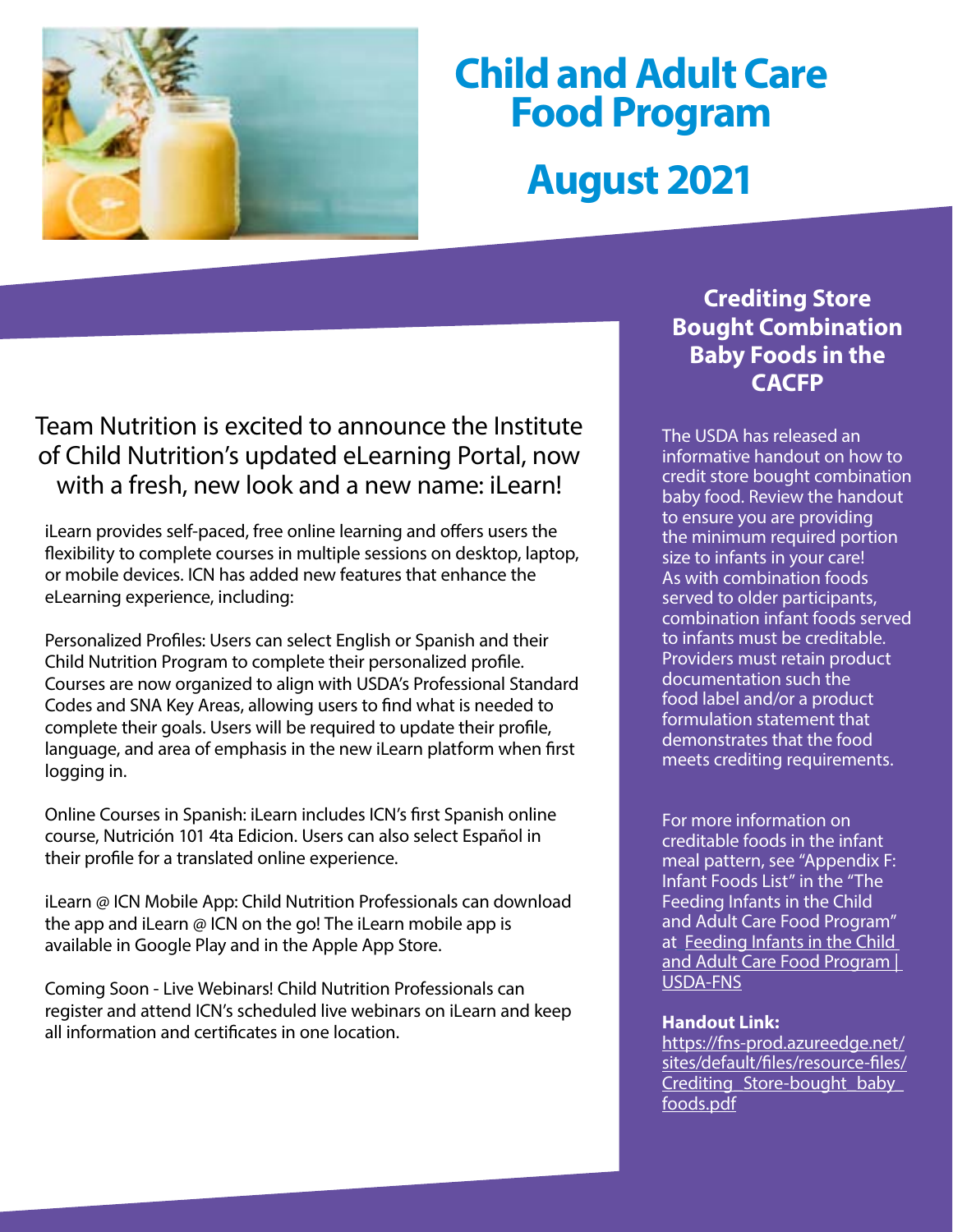# Child and Adult Care Food Program

# August 2021

Team Nutrition is excited to announce the Institute of Child Nutrition's updated eLearning Portal, now with a fresh, new look and a new name: iLearn!

iLearn provides self-paced, free online learning and offers users the flexibility to complete courses in multiple sessions on desktop, laptop, or mobile devices. ICN has added new features that enhance the eLearning experience, including:

Personalized Profiles: Users can select English or Spanish and their Child Nutrition Program to complete their personalized profile. Courses are now organized to align with USDA's Professional Standard Codes and SNA Key Areas, allowing users to find what is needed to complete their goals. Users will be required to update their profile, language, and area of emphasis in the new iLearn platform when first logging in.

Online Courses in Spanish: iLearn includes ICN's first Spanish online course, Nutrición 101 4ta Edicion. Users can also select Español in their profile for a translated online experience.

iLearn @ ICN Mobile App: Child Nutrition Professionals can download the app and iLearn @ ICN on the go! The iLearn mobile app is available in Google Play and in the Apple App Store.

Coming Soon - Live Webinars! Child Nutrition Professionals can register and attend ICN's scheduled live webinars on iLearn and keep all information and certificates in one location.

## Crediting Store Bought Combination Baby Foods in the CACFP

The USDA has released an informative handout on how to credit store bought combination baby food. Review the handout to ensure you are providing the minimum required portion size to infants in your care! As with combination foods served to older participants, combination infant foods served to infants must be creditable. Providers must retain product documentation such the food label and/or a product formulation statement that demonstrates that the food meets crediting requirements.

For more information on creditable foods in the infant meal pattern, see "Appendix F: Infant Foods List" in the "The Feeding Infants in the Child and Adult Care Food Program" at Feeding Infants in the Child and Adult Care Food Program | USDA-FNS

**Handout Link:**
https://fns-prod.azureedge.net/sites/default/files/resource-files/Crediting_Store-bought_baby_foods.pdf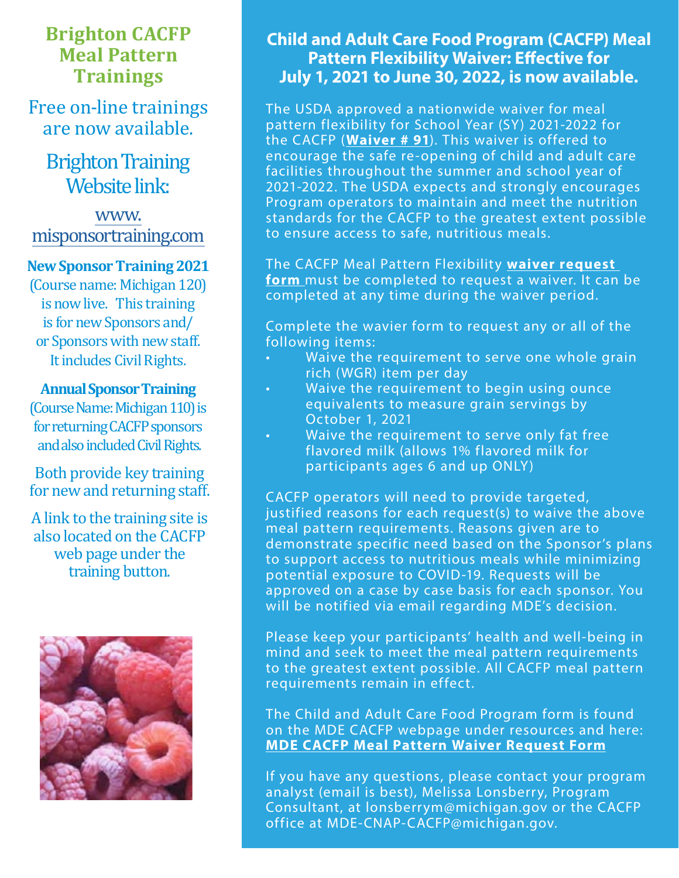## Brighton CACFP Meal Pattern Trainings

Free on-line trainings are now available.

Brighton Training Website link:

www.misponsortraining.com

**New Sponsor Training 2021** (Course name: Michigan 120) is now live. This training is for new Sponsors and/ or Sponsors with new staff. It includes Civil Rights.

**Annual Sponsor Training** (Course Name: Michigan 110) is for returning CACFP sponsors and also included Civil Rights.

Both provide key training for new and returning staff.

A link to the training site is also located on the CACFP web page under the training button.

## Child and Adult Care Food Program (CACFP) Meal Pattern Flexibility Waiver: Effective for July 1, 2021 to June 30, 2022, is now available.

The USDA approved a nationwide waiver for meal pattern flexibility for School Year (SY) 2021-2022 for the CACFP (**Waiver # 91**). This waiver is offered to encourage the safe re-opening of child and adult care facilities throughout the summer and school year of 2021-2022. The USDA expects and strongly encourages Program operators to maintain and meet the nutrition standards for the CACFP to the greatest extent possible to ensure access to safe, nutritious meals.

The CACFP Meal Pattern Flexibility **waiver request form** must be completed to request a waiver. It can be completed at any time during the waiver period.

Complete the wavier form to request any or all of the following items:

- Waive the requirement to serve one whole grain rich (WGR) item per day
- Waive the requirement to begin using ounce equivalents to measure grain servings by October 1, 2021
- Waive the requirement to serve only fat free flavored milk (allows 1% flavored milk for participants ages 6 and up ONLY)

CACFP operators will need to provide targeted, justified reasons for each request(s) to waive the above meal pattern requirements. Reasons given are to demonstrate specific need based on the Sponsor's plans to support access to nutritious meals while minimizing potential exposure to COVID-19. Requests will be approved on a case by case basis for each sponsor. You will be notified via email regarding MDE's decision.

Please keep your participants' health and well-being in mind and seek to meet the meal pattern requirements to the greatest extent possible. All CACFP meal pattern requirements remain in effect.

The Child and Adult Care Food Program form is found on the MDE CACFP webpage under resources and here: **MDE CACFP Meal Pattern Waiver Request Form**

If you have any questions, please contact your program analyst (email is best), Melissa Lonsberry, Program Consultant, at lonsberrym@michigan.gov or the CACFP office at MDE-CNAP-CACFP@michigan.gov.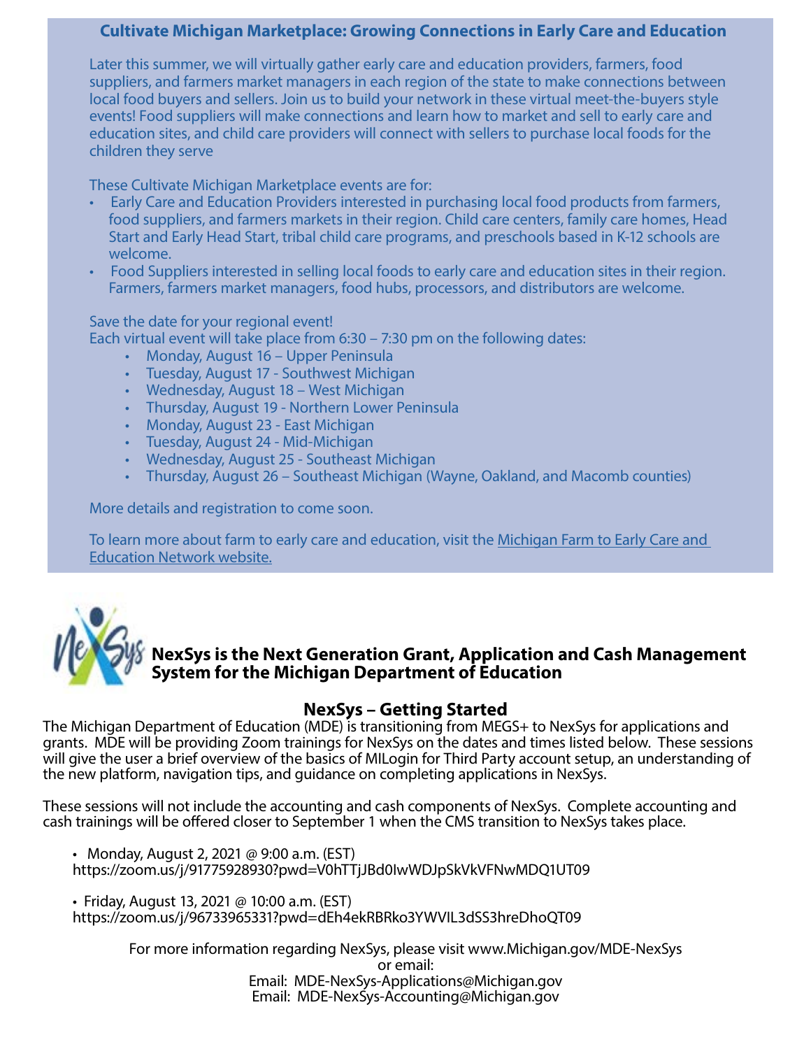## Cultivate Michigan Marketplace: Growing Connections in Early Care and Education

Later this summer, we will virtually gather early care and education providers, farmers, food suppliers, and farmers market managers in each region of the state to make connections between local food buyers and sellers. Join us to build your network in these virtual meet-the-buyers style events! Food suppliers will make connections and learn how to market and sell to early care and education sites, and child care providers will connect with sellers to purchase local foods for the children they serve

These Cultivate Michigan Marketplace events are for:

- Early Care and Education Providers interested in purchasing local food products from farmers, food suppliers, and farmers markets in their region. Child care centers, family care homes, Head Start and Early Head Start, tribal child care programs, and preschools based in K-12 schools are welcome.
- Food Suppliers interested in selling local foods to early care and education sites in their region. Farmers, farmers market managers, food hubs, processors, and distributors are welcome.

Save the date for your regional event!
Each virtual event will take place from 6:30 – 7:30 pm on the following dates:

- Monday, August 16 – Upper Peninsula
- Tuesday, August 17 - Southwest Michigan
- Wednesday, August 18 – West Michigan
- Thursday, August 19 - Northern Lower Peninsula
- Monday, August 23 - East Michigan
- Tuesday, August 24 - Mid-Michigan
- Wednesday, August 25 - Southeast Michigan
- Thursday, August 26 – Southeast Michigan (Wayne, Oakland, and Macomb counties)

More details and registration to come soon.

To learn more about farm to early care and education, visit the Michigan Farm to Early Care and Education Network website.

**NexSys is the Next Generation Grant, Application and Cash Management System for the Michigan Department of Education**

## NexSys – Getting Started

The Michigan Department of Education (MDE) is transitioning from MEGS+ to NexSys for applications and grants. MDE will be providing Zoom trainings for NexSys on the dates and times listed below. These sessions will give the user a brief overview of the basics of MILogin for Third Party account setup, an understanding of the new platform, navigation tips, and guidance on completing applications in NexSys.

These sessions will not include the accounting and cash components of NexSys. Complete accounting and cash trainings will be offered closer to September 1 when the CMS transition to NexSys takes place.

- Monday, August 2, 2021 @ 9:00 a.m. (EST)
  https://zoom.us/j/91775928930?pwd=V0hTTjJBd0IwWDJpSkVkVFNwMDQ1UT09
- Friday, August 13, 2021 @ 10:00 a.m. (EST)
  https://zoom.us/j/96733965331?pwd=dEh4ekRBRko3YWVIL3dSS3hreDhoQT09

For more information regarding NexSys, please visit www.Michigan.gov/MDE-NexSys
or email:
Email: MDE-NexSys-Applications@Michigan.gov
Email: MDE-NexSys-Accounting@Michigan.gov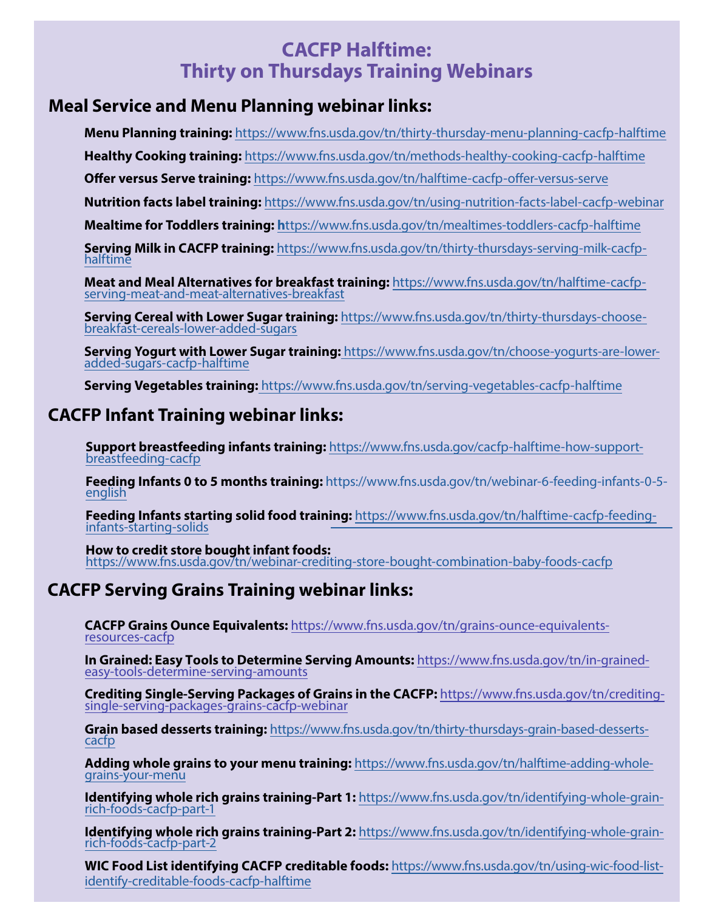# CACFP Halftime: Thirty on Thursdays Training Webinars

## Meal Service and Menu Planning webinar links:

**Menu Planning training:** https://www.fns.usda.gov/tn/thirty-thursday-menu-planning-cacfp-halftime

**Healthy Cooking training:** https://www.fns.usda.gov/tn/methods-healthy-cooking-cacfp-halftime

**Offer versus Serve training:** https://www.fns.usda.gov/tn/halftime-cacfp-offer-versus-serve

**Nutrition facts label training:** https://www.fns.usda.gov/tn/using-nutrition-facts-label-cacfp-webinar

**Mealtime for Toddlers training:** https://www.fns.usda.gov/tn/mealtimes-toddlers-cacfp-halftime

**Serving Milk in CACFP training:** https://www.fns.usda.gov/tn/thirty-thursdays-serving-milk-cacfp-halftime

**Meat and Meal Alternatives for breakfast training:** https://www.fns.usda.gov/tn/halftime-cacfp-serving-meat-and-meat-alternatives-breakfast

**Serving Cereal with Lower Sugar training:** https://www.fns.usda.gov/tn/thirty-thursdays-choose-breakfast-cereals-lower-added-sugars

**Serving Yogurt with Lower Sugar training:** https://www.fns.usda.gov/tn/choose-yogurts-are-lower-added-sugars-cacfp-halftime

**Serving Vegetables training:** https://www.fns.usda.gov/tn/serving-vegetables-cacfp-halftime

## CACFP Infant Training webinar links:

**Support breastfeeding infants training:** https://www.fns.usda.gov/cacfp-halftime-how-support-breastfeeding-cacfp

**Feeding Infants 0 to 5 months training:** https://www.fns.usda.gov/tn/webinar-6-feeding-infants-0-5-english

**Feeding Infants starting solid food training:** https://www.fns.usda.gov/tn/halftime-cacfp-feeding-infants-starting-solids

**How to credit store bought infant foods:** https://www.fns.usda.gov/tn/webinar-crediting-store-bought-combination-baby-foods-cacfp

## CACFP Serving Grains Training webinar links:

**CACFP Grains Ounce Equivalents:** https://www.fns.usda.gov/tn/grains-ounce-equivalents-resources-cacfp

**In Grained: Easy Tools to Determine Serving Amounts:** https://www.fns.usda.gov/tn/in-grained-easy-tools-determine-serving-amounts

**Crediting Single-Serving Packages of Grains in the CACFP:** https://www.fns.usda.gov/tn/crediting-single-serving-packages-grains-cacfp-webinar

**Grain based desserts training:** https://www.fns.usda.gov/tn/thirty-thursdays-grain-based-desserts-cacfp

**Adding whole grains to your menu training:** https://www.fns.usda.gov/tn/halftime-adding-whole-grains-your-menu

**Identifying whole rich grains training-Part 1:** https://www.fns.usda.gov/tn/identifying-whole-grain-rich-foods-cacfp-part-1

**Identifying whole rich grains training-Part 2:** https://www.fns.usda.gov/tn/identifying-whole-grain-rich-foods-cacfp-part-2

**WIC Food List identifying CACFP creditable foods:** https://www.fns.usda.gov/tn/using-wic-food-list-identify-creditable-foods-cacfp-halftime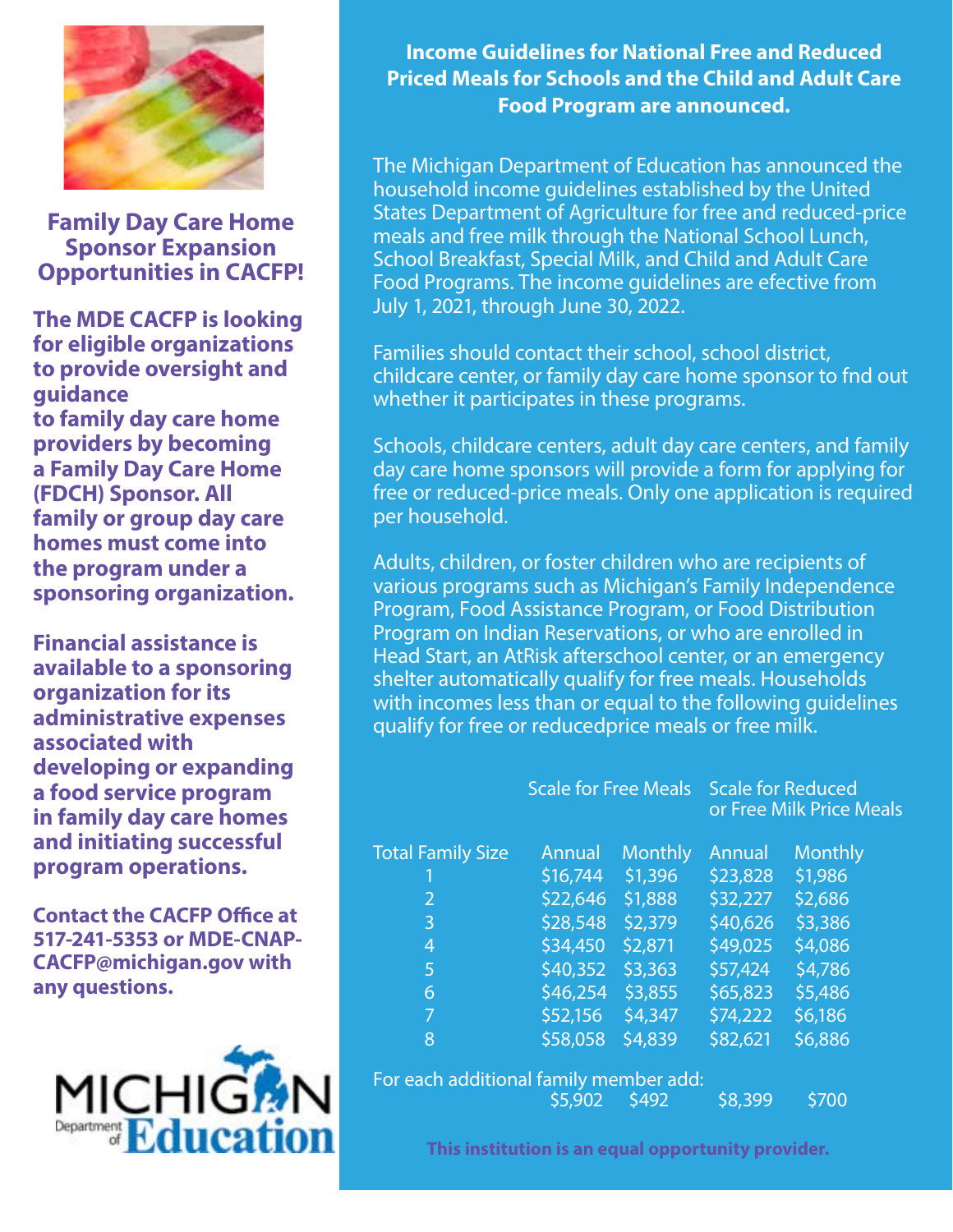## Family Day Care Home Sponsor Expansion Opportunities in CACFP!

**The MDE CACFP is looking for eligible organizations to provide oversight and guidance to family day care home providers by becoming a Family Day Care Home (FDCH) Sponsor. All family or group day care homes must come into the program under a sponsoring organization.**

**Financial assistance is available to a sponsoring organization for its administrative expenses associated with developing or expanding a food service program in family day care homes and initiating successful program operations.**

**Contact the CACFP Office at 517-241-5353 or MDE-CNAP-CACFP@michigan.gov with any questions.**

MICHIGAN Department of Education

## Income Guidelines for National Free and Reduced Priced Meals for Schools and the Child and Adult Care Food Program are announced.

The Michigan Department of Education has announced the household income guidelines established by the United States Department of Agriculture for free and reduced-price meals and free milk through the National School Lunch, School Breakfast, Special Milk, and Child and Adult Care Food Programs. The income guidelines are efective from July 1, 2021, through June 30, 2022.

Families should contact their school, school district, childcare center, or family day care home sponsor to fnd out whether it participates in these programs.

Schools, childcare centers, adult day care centers, and family day care home sponsors will provide a form for applying for free or reduced-price meals. Only one application is required per household.

Adults, children, or foster children who are recipients of various programs such as Michigan's Family Independence Program, Food Assistance Program, or Food Distribution Program on Indian Reservations, or who are enrolled in Head Start, an AtRisk afterschool center, or an emergency shelter automatically qualify for free meals. Households with incomes less than or equal to the following guidelines qualify for free or reducedprice meals or free milk.

| | Scale for Free Meals | | Scale for Reduced or Free Milk Price Meals | |
|---|---|---|---|---|
| Total Family Size | Annual | Monthly | Annual | Monthly |
| 1 | $16,744 | $1,396 | $23,828 | $1,986 |
| 2 | $22,646 | $1,888 | $32,227 | $2,686 |
| 3 | $28,548 | $2,379 | $40,626 | $3,386 |
| 4 | $34,450 | $2,871 | $49,025 | $4,086 |
| 5 | $40,352 | $3,363 | $57,424 | $4,786 |
| 6 | $46,254 | $3,855 | $65,823 | $5,486 |
| 7 | $52,156 | $4,347 | $74,222 | $6,186 |
| 8 | $58,058 | $4,839 | $82,621 | $6,886 |
| For each additional family member add: | $5,902 | $492 | $8,399 | $700 |

**This institution is an equal opportunity provider.**